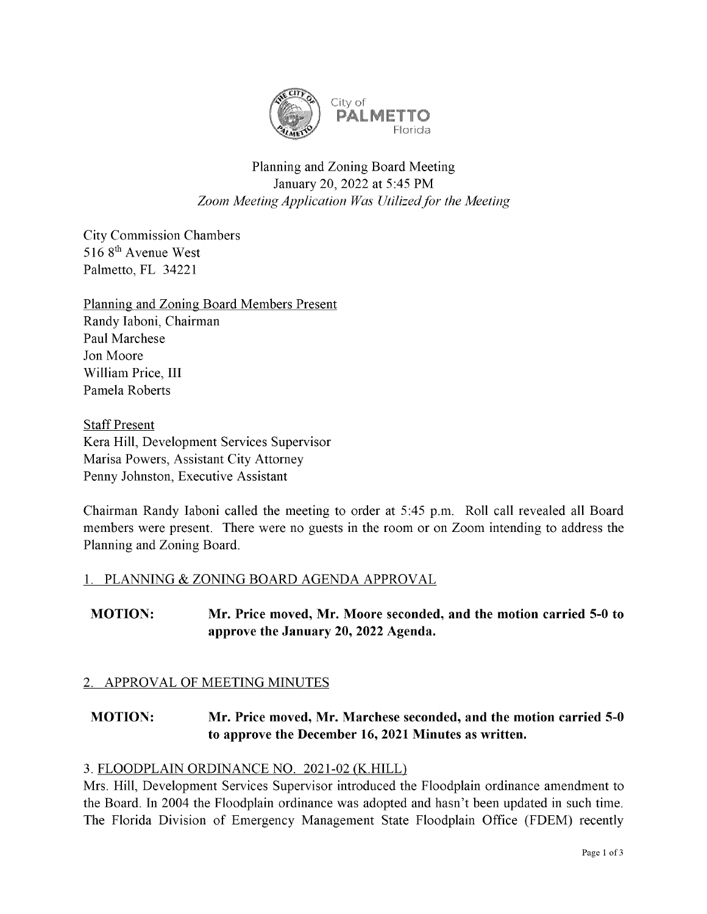City of **PALMETTO** Florida

# Planning and Zoning Board Meeting
January 20, 2022 at 5:45 PM
*Zoom Meeting Application Was Utilized for the Meeting*

City Commission Chambers
516 8th Avenue West
Palmetto, FL 34221

Planning and Zoning Board Members Present
Randy Iaboni, Chairman
Paul Marchese
Jon Moore
William Price, III
Pamela Roberts

Staff Present
Kera Hill, Development Services Supervisor
Marisa Powers, Assistant City Attorney
Penny Johnston, Executive Assistant

Chairman Randy Iaboni called the meeting to order at 5:45 p.m. Roll call revealed all Board members were present. There were no guests in the room or on Zoom intending to address the Planning and Zoning Board.

## 1. PLANNING & ZONING BOARD AGENDA APPROVAL

**MOTION: Mr. Price moved, Mr. Moore seconded, and the motion carried 5-0 to approve the January 20, 2022 Agenda.**

## 2. APPROVAL OF MEETING MINUTES

**MOTION: Mr. Price moved, Mr. Marchese seconded, and the motion carried 5-0 to approve the December 16, 2021 Minutes as written.**

## 3. FLOODPLAIN ORDINANCE NO. 2021-02 (K.HILL)

Mrs. Hill, Development Services Supervisor introduced the Floodplain ordinance amendment to the Board. In 2004 the Floodplain ordinance was adopted and hasn't been updated in such time. The Florida Division of Emergency Management State Floodplain Office (FDEM) recently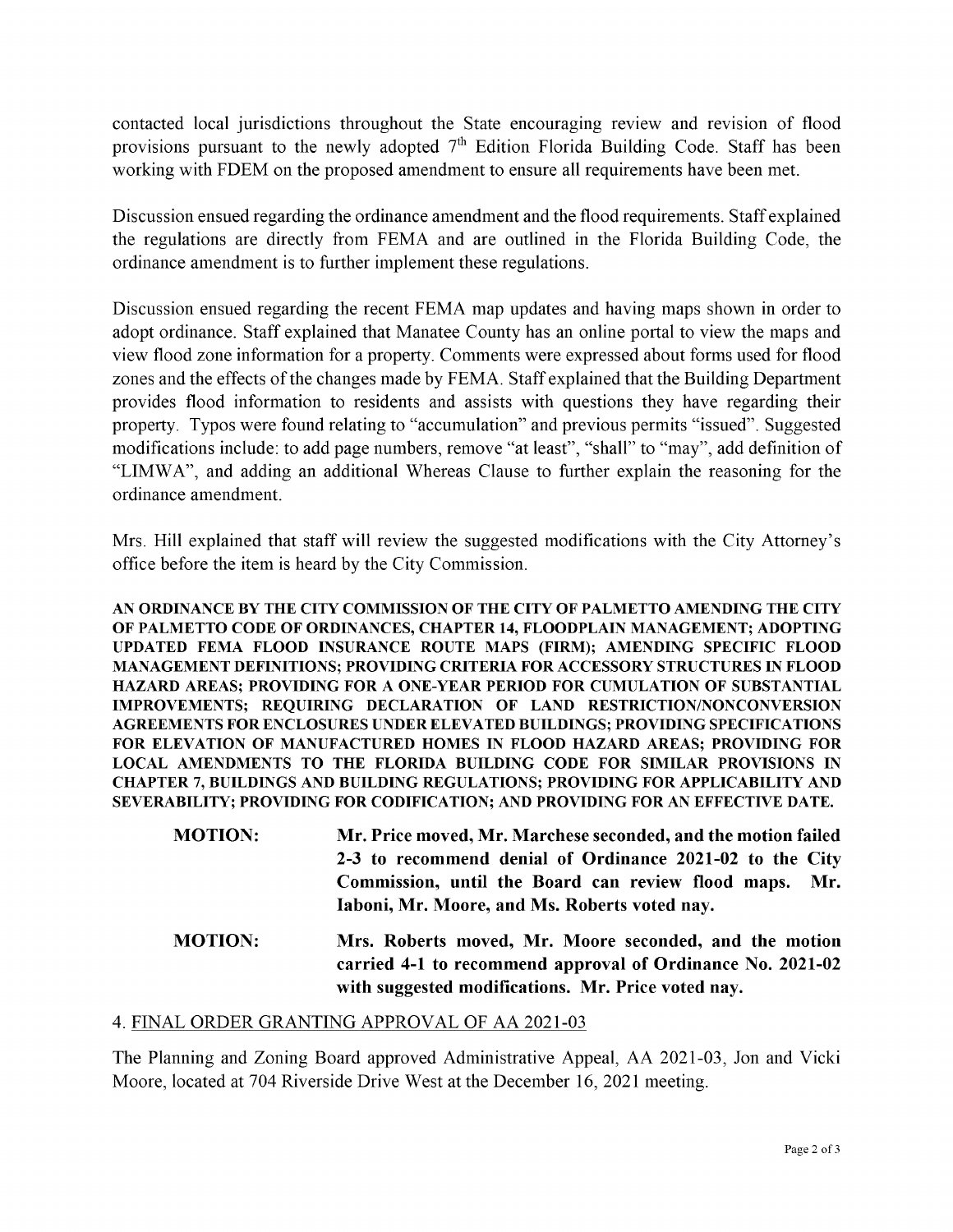contacted local jurisdictions throughout the State encouraging review and revision of flood provisions pursuant to the newly adopted 7th Edition Florida Building Code. Staff has been working with FDEM on the proposed amendment to ensure all requirements have been met.

Discussion ensued regarding the ordinance amendment and the flood requirements. Staff explained the regulations are directly from FEMA and are outlined in the Florida Building Code, the ordinance amendment is to further implement these regulations.

Discussion ensued regarding the recent FEMA map updates and having maps shown in order to adopt ordinance. Staff explained that Manatee County has an online portal to view the maps and view flood zone information for a property. Comments were expressed about forms used for flood zones and the effects of the changes made by FEMA. Staff explained that the Building Department provides flood information to residents and assists with questions they have regarding their property. Typos were found relating to "accumulation" and previous permits "issued". Suggested modifications include: to add page numbers, remove "at least", "shall" to "may", add definition of "LIMWA", and adding an additional Whereas Clause to further explain the reasoning for the ordinance amendment.

Mrs. Hill explained that staff will review the suggested modifications with the City Attorney's office before the item is heard by the City Commission.

**AN ORDINANCE BY THE CITY COMMISSION OF THE CITY OF PALMETTO AMENDING THE CITY OF PALMETTO CODE OF ORDINANCES, CHAPTER 14, FLOODPLAIN MANAGEMENT; ADOPTING UPDATED FEMA FLOOD INSURANCE ROUTE MAPS (FIRM); AMENDING SPECIFIC FLOOD MANAGEMENT DEFINITIONS; PROVIDING CRITERIA FOR ACCESSORY STRUCTURES IN FLOOD HAZARD AREAS; PROVIDING FOR A ONE-YEAR PERIOD FOR CUMULATION OF SUBSTANTIAL IMPROVEMENTS; REQUIRING DECLARATION OF LAND RESTRICTION/NONCONVERSION AGREEMENTS FOR ENCLOSURES UNDER ELEVATED BUILDINGS; PROVIDING SPECIFICATIONS FOR ELEVATION OF MANUFACTURED HOMES IN FLOOD HAZARD AREAS; PROVIDING FOR LOCAL AMENDMENTS TO THE FLORIDA BUILDING CODE FOR SIMILAR PROVISIONS IN CHAPTER 7, BUILDINGS AND BUILDING REGULATIONS; PROVIDING FOR APPLICABILITY AND SEVERABILITY; PROVIDING FOR CODIFICATION; AND PROVIDING FOR AN EFFECTIVE DATE.**

**MOTION:** **Mr. Price moved, Mr. Marchese seconded, and the motion failed 2-3 to recommend denial of Ordinance 2021-02 to the City Commission, until the Board can review flood maps. Mr. Iaboni, Mr. Moore, and Ms. Roberts voted nay.**

**MOTION:** **Mrs. Roberts moved, Mr. Moore seconded, and the motion carried 4-1 to recommend approval of Ordinance No. 2021-02 with suggested modifications. Mr. Price voted nay.**

4. FINAL ORDER GRANTING APPROVAL OF AA 2021-03

The Planning and Zoning Board approved Administrative Appeal, AA 2021-03, Jon and Vicki Moore, located at 704 Riverside Drive West at the December 16, 2021 meeting.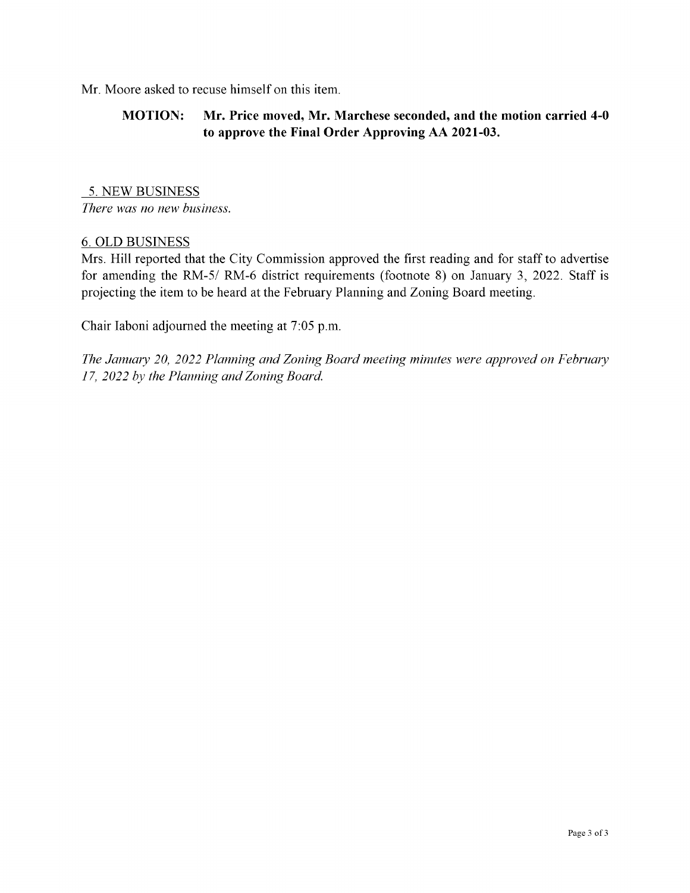Mr. Moore asked to recuse himself on this item.

> **MOTION: Mr. Price moved, Mr. Marchese seconded, and the motion carried 4-0 to approve the Final Order Approving AA 2021-03.**

## 5. NEW BUSINESS

*There was no new business.*

## 6. OLD BUSINESS

Mrs. Hill reported that the City Commission approved the first reading and for staff to advertise for amending the RM-5/ RM-6 district requirements (footnote 8) on January 3, 2022. Staff is projecting the item to be heard at the February Planning and Zoning Board meeting.

Chair Iaboni adjourned the meeting at 7:05 p.m.

*The January 20, 2022 Planning and Zoning Board meeting minutes were approved on February 17, 2022 by the Planning and Zoning Board.*